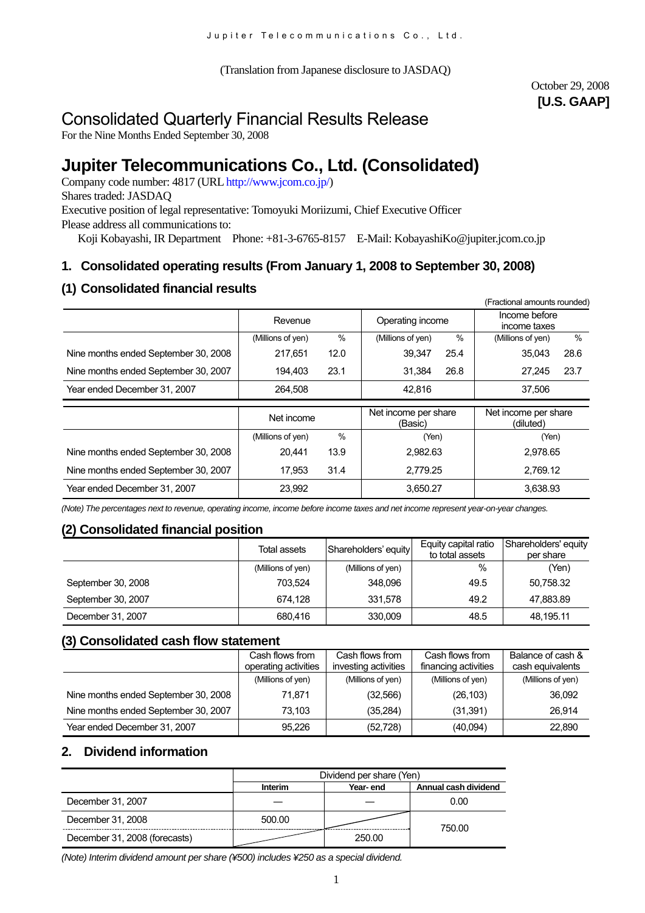(Translation from Japanese disclosure to JASDAQ)

October 29, 2008
**[U.S. GAAP]**

# Consolidated Quarterly Financial Results Release

For the Nine Months Ended September 30, 2008

# Jupiter Telecommunications Co., Ltd. (Consolidated)

Company code number: 4817 (URL http://www.jcom.co.jp/)
Shares traded: JASDAQ
Executive position of legal representative: Tomoyuki Moriizumi, Chief Executive Officer
Please address all communications to:
Koji Kobayashi, IR Department Phone: +81-3-6765-8157 E-Mail: KobayashiKo@jupiter.jcom.co.jp

## 1. Consolidated operating results (From January 1, 2008 to September 30, 2008)

### (1) Consolidated financial results

(Fractional amounts rounded)

| | Revenue | | Operating income | | Income before income taxes | |
|---|---|---|---|---|---|---|
| | (Millions of yen) | % | (Millions of yen) | % | (Millions of yen) | % |
| Nine months ended September 30, 2008 | 217,651 | 12.0 | 39,347 | 25.4 | 35,043 | 28.6 |
| Nine months ended September 30, 2007 | 194,403 | 23.1 | 31,384 | 26.8 | 27,245 | 23.7 |
| Year ended December 31, 2007 | 264,508 | | 42,816 | | 37,506 | |

| | Net income | | Net income per share (Basic) | Net income per share (diluted) |
|---|---|---|---|---|
| | (Millions of yen) | % | (Yen) | (Yen) |
| Nine months ended September 30, 2008 | 20,441 | 13.9 | 2,982.63 | 2,978.65 |
| Nine months ended September 30, 2007 | 17,953 | 31.4 | 2,779.25 | 2,769.12 |
| Year ended December 31, 2007 | 23,992 | | 3,650.27 | 3,638.93 |

*(Note) The percentages next to revenue, operating income, income before income taxes and net income represent year-on-year changes.*

### (2) Consolidated financial position

| | Total assets | Shareholders' equity | Equity capital ratio to total assets | Shareholders' equity per share |
|---|---|---|---|---|
| | (Millions of yen) | (Millions of yen) | % | (Yen) |
| September 30, 2008 | 703,524 | 348,096 | 49.5 | 50,758.32 |
| September 30, 2007 | 674,128 | 331,578 | 49.2 | 47,883.89 |
| December 31, 2007 | 680,416 | 330,009 | 48.5 | 48,195.11 |

### (3) Consolidated cash flow statement

| | Cash flows from operating activities | Cash flows from investing activities | Cash flows from financing activities | Balance of cash & cash equivalents |
|---|---|---|---|---|
| | (Millions of yen) | (Millions of yen) | (Millions of yen) | (Millions of yen) |
| Nine months ended September 30, 2008 | 71,871 | (32,566) | (26,103) | 36,092 |
| Nine months ended September 30, 2007 | 73,103 | (35,284) | (31,391) | 26,914 |
| Year ended December 31, 2007 | 95,226 | (52,728) | (40,094) | 22,890 |

## 2. Dividend information

| | Dividend per share (Yen) | | |
|---|---|---|---|
| | **Interim** | **Year- end** | **Annual cash dividend** |
| December 31, 2007 | — | — | 0.00 |
| December 31, 2008 | 500.00 | | 750.00 |
| December 31, 2008 (forecasts) | | 250.00 | |

*(Note) Interim dividend amount per share (¥500) includes ¥250 as a special dividend.*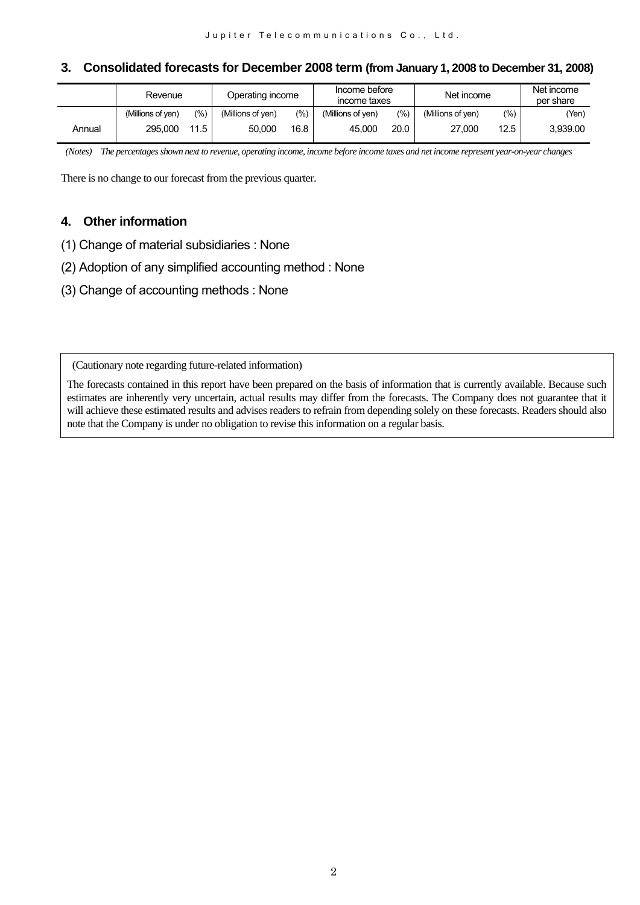## 3. Consolidated forecasts for December 2008 term (from January 1, 2008 to December 31, 2008)

| | Revenue | | Operating income | | Income before income taxes | | Net income | | Net income per share |
|---|---|---|---|---|---|---|---|---|---|
| | (Millions of yen) | (%) | (Millions of yen) | (%) | (Millions of yen) | (%) | (Millions of yen) | (%) | (Yen) |
| Annual | 295,000 | 11.5 | 50,000 | 16.8 | 45,000 | 20.0 | 27,000 | 12.5 | 3,939.00 |

*(Notes) The percentages shown next to revenue, operating income, income before income taxes and net income represent year-on-year changes*

There is no change to our forecast from the previous quarter.

## 4. Other information

(1) Change of material subsidiaries : None

(2) Adoption of any simplified accounting method : None

(3) Change of accounting methods : None

(Cautionary note regarding future-related information)

The forecasts contained in this report have been prepared on the basis of information that is currently available. Because such estimates are inherently very uncertain, actual results may differ from the forecasts. The Company does not guarantee that it will achieve these estimated results and advises readers to refrain from depending solely on these forecasts. Readers should also note that the Company is under no obligation to revise this information on a regular basis.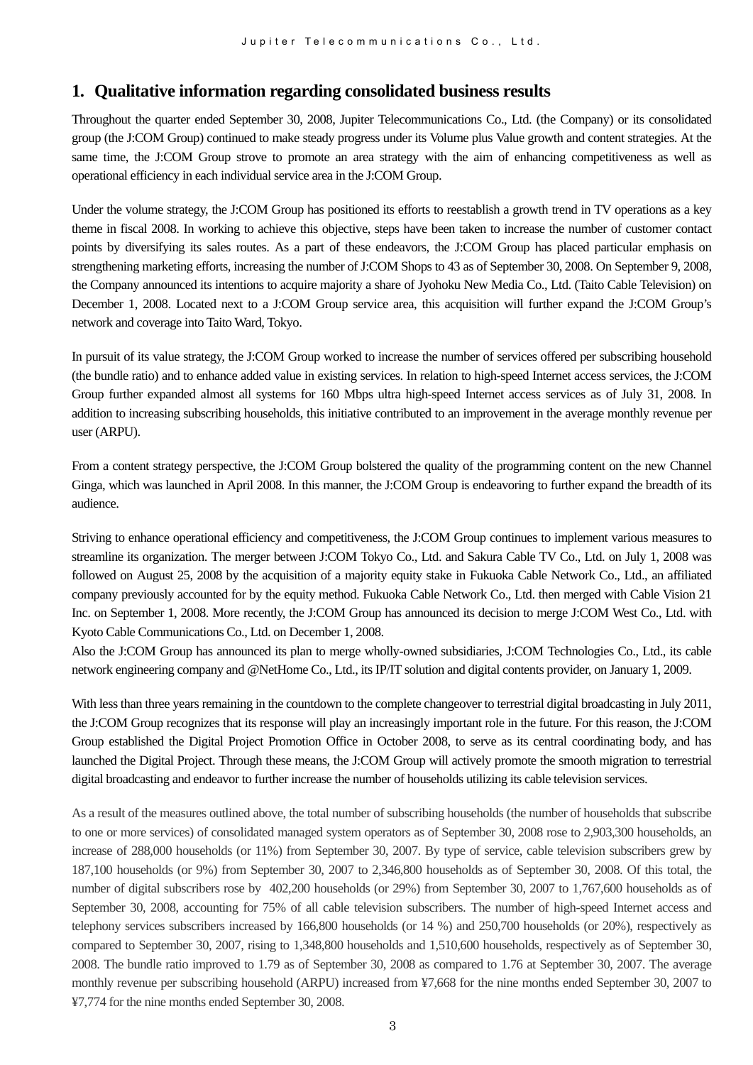## 1. Qualitative information regarding consolidated business results

Throughout the quarter ended September 30, 2008, Jupiter Telecommunications Co., Ltd. (the Company) or its consolidated group (the J:COM Group) continued to make steady progress under its Volume plus Value growth and content strategies. At the same time, the J:COM Group strove to promote an area strategy with the aim of enhancing competitiveness as well as operational efficiency in each individual service area in the J:COM Group.

Under the volume strategy, the J:COM Group has positioned its efforts to reestablish a growth trend in TV operations as a key theme in fiscal 2008. In working to achieve this objective, steps have been taken to increase the number of customer contact points by diversifying its sales routes. As a part of these endeavors, the J:COM Group has placed particular emphasis on strengthening marketing efforts, increasing the number of J:COM Shops to 43 as of September 30, 2008. On September 9, 2008, the Company announced its intentions to acquire majority a share of Jyohoku New Media Co., Ltd. (Taito Cable Television) on December 1, 2008. Located next to a J:COM Group service area, this acquisition will further expand the J:COM Group's network and coverage into Taito Ward, Tokyo.

In pursuit of its value strategy, the J:COM Group worked to increase the number of services offered per subscribing household (the bundle ratio) and to enhance added value in existing services. In relation to high-speed Internet access services, the J:COM Group further expanded almost all systems for 160 Mbps ultra high-speed Internet access services as of July 31, 2008. In addition to increasing subscribing households, this initiative contributed to an improvement in the average monthly revenue per user (ARPU).

From a content strategy perspective, the J:COM Group bolstered the quality of the programming content on the new Channel Ginga, which was launched in April 2008. In this manner, the J:COM Group is endeavoring to further expand the breadth of its audience.

Striving to enhance operational efficiency and competitiveness, the J:COM Group continues to implement various measures to streamline its organization. The merger between J:COM Tokyo Co., Ltd. and Sakura Cable TV Co., Ltd. on July 1, 2008 was followed on August 25, 2008 by the acquisition of a majority equity stake in Fukuoka Cable Network Co., Ltd., an affiliated company previously accounted for by the equity method. Fukuoka Cable Network Co., Ltd. then merged with Cable Vision 21 Inc. on September 1, 2008. More recently, the J:COM Group has announced its decision to merge J:COM West Co., Ltd. with Kyoto Cable Communications Co., Ltd. on December 1, 2008.
Also the J:COM Group has announced its plan to merge wholly-owned subsidiaries, J:COM Technologies Co., Ltd., its cable network engineering company and @NetHome Co., Ltd., its IP/IT solution and digital contents provider, on January 1, 2009.

With less than three years remaining in the countdown to the complete changeover to terrestrial digital broadcasting in July 2011, the J:COM Group recognizes that its response will play an increasingly important role in the future. For this reason, the J:COM Group established the Digital Project Promotion Office in October 2008, to serve as its central coordinating body, and has launched the Digital Project. Through these means, the J:COM Group will actively promote the smooth migration to terrestrial digital broadcasting and endeavor to further increase the number of households utilizing its cable television services.

As a result of the measures outlined above, the total number of subscribing households (the number of households that subscribe to one or more services) of consolidated managed system operators as of September 30, 2008 rose to 2,903,300 households, an increase of 288,000 households (or 11%) from September 30, 2007. By type of service, cable television subscribers grew by 187,100 households (or 9%) from September 30, 2007 to 2,346,800 households as of September 30, 2008. Of this total, the number of digital subscribers rose by 402,200 households (or 29%) from September 30, 2007 to 1,767,600 households as of September 30, 2008, accounting for 75% of all cable television subscribers. The number of high-speed Internet access and telephony services subscribers increased by 166,800 households (or 14 %) and 250,700 households (or 20%), respectively as compared to September 30, 2007, rising to 1,348,800 households and 1,510,600 households, respectively as of September 30, 2008. The bundle ratio improved to 1.79 as of September 30, 2008 as compared to 1.76 at September 30, 2007. The average monthly revenue per subscribing household (ARPU) increased from ¥7,668 for the nine months ended September 30, 2007 to ¥7,774 for the nine months ended September 30, 2008.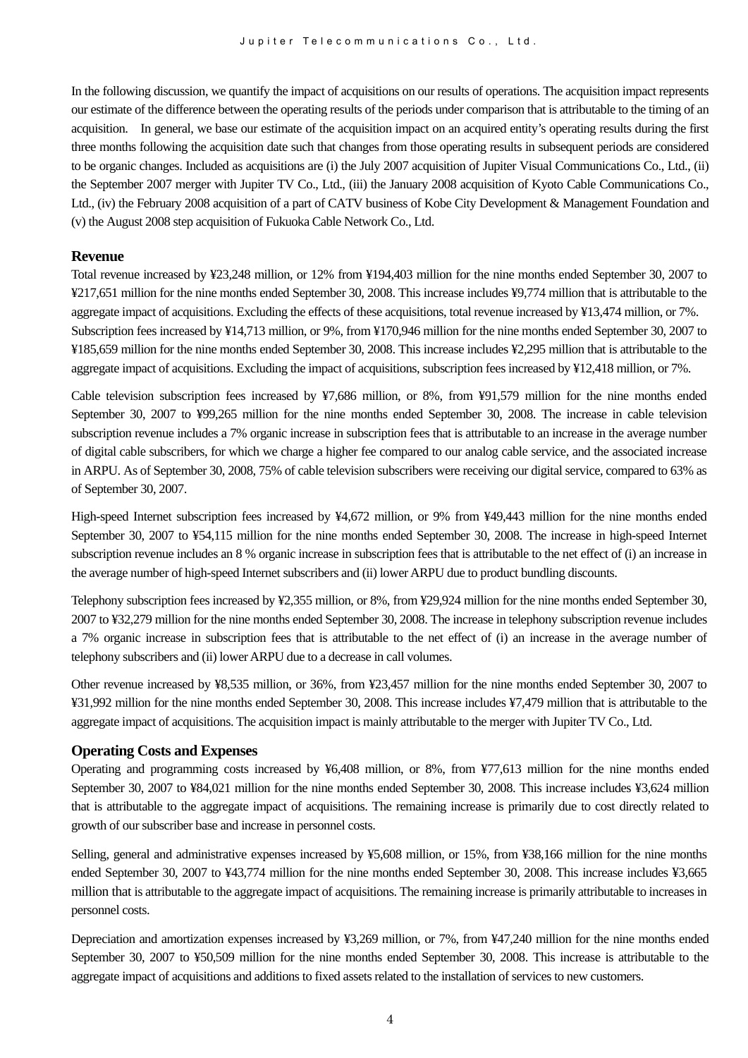In the following discussion, we quantify the impact of acquisitions on our results of operations. The acquisition impact represents our estimate of the difference between the operating results of the periods under comparison that is attributable to the timing of an acquisition. In general, we base our estimate of the acquisition impact on an acquired entity's operating results during the first three months following the acquisition date such that changes from those operating results in subsequent periods are considered to be organic changes. Included as acquisitions are (i) the July 2007 acquisition of Jupiter Visual Communications Co., Ltd., (ii) the September 2007 merger with Jupiter TV Co., Ltd., (iii) the January 2008 acquisition of Kyoto Cable Communications Co., Ltd., (iv) the February 2008 acquisition of a part of CATV business of Kobe City Development & Management Foundation and (v) the August 2008 step acquisition of Fukuoka Cable Network Co., Ltd.

## Revenue

Total revenue increased by ¥23,248 million, or 12% from ¥194,403 million for the nine months ended September 30, 2007 to ¥217,651 million for the nine months ended September 30, 2008. This increase includes ¥9,774 million that is attributable to the aggregate impact of acquisitions. Excluding the effects of these acquisitions, total revenue increased by ¥13,474 million, or 7%. Subscription fees increased by ¥14,713 million, or 9%, from ¥170,946 million for the nine months ended September 30, 2007 to ¥185,659 million for the nine months ended September 30, 2008. This increase includes ¥2,295 million that is attributable to the aggregate impact of acquisitions. Excluding the impact of acquisitions, subscription fees increased by ¥12,418 million, or 7%.

Cable television subscription fees increased by ¥7,686 million, or 8%, from ¥91,579 million for the nine months ended September 30, 2007 to ¥99,265 million for the nine months ended September 30, 2008. The increase in cable television subscription revenue includes a 7% organic increase in subscription fees that is attributable to an increase in the average number of digital cable subscribers, for which we charge a higher fee compared to our analog cable service, and the associated increase in ARPU. As of September 30, 2008, 75% of cable television subscribers were receiving our digital service, compared to 63% as of September 30, 2007.

High-speed Internet subscription fees increased by ¥4,672 million, or 9% from ¥49,443 million for the nine months ended September 30, 2007 to ¥54,115 million for the nine months ended September 30, 2008. The increase in high-speed Internet subscription revenue includes an 8 % organic increase in subscription fees that is attributable to the net effect of (i) an increase in the average number of high-speed Internet subscribers and (ii) lower ARPU due to product bundling discounts.

Telephony subscription fees increased by ¥2,355 million, or 8%, from ¥29,924 million for the nine months ended September 30, 2007 to ¥32,279 million for the nine months ended September 30, 2008. The increase in telephony subscription revenue includes a 7% organic increase in subscription fees that is attributable to the net effect of (i) an increase in the average number of telephony subscribers and (ii) lower ARPU due to a decrease in call volumes.

Other revenue increased by ¥8,535 million, or 36%, from ¥23,457 million for the nine months ended September 30, 2007 to ¥31,992 million for the nine months ended September 30, 2008. This increase includes ¥7,479 million that is attributable to the aggregate impact of acquisitions. The acquisition impact is mainly attributable to the merger with Jupiter TV Co., Ltd.

## Operating Costs and Expenses

Operating and programming costs increased by ¥6,408 million, or 8%, from ¥77,613 million for the nine months ended September 30, 2007 to ¥84,021 million for the nine months ended September 30, 2008. This increase includes ¥3,624 million that is attributable to the aggregate impact of acquisitions. The remaining increase is primarily due to cost directly related to growth of our subscriber base and increase in personnel costs.

Selling, general and administrative expenses increased by ¥5,608 million, or 15%, from ¥38,166 million for the nine months ended September 30, 2007 to ¥43,774 million for the nine months ended September 30, 2008. This increase includes ¥3,665 million that is attributable to the aggregate impact of acquisitions. The remaining increase is primarily attributable to increases in personnel costs.

Depreciation and amortization expenses increased by ¥3,269 million, or 7%, from ¥47,240 million for the nine months ended September 30, 2007 to ¥50,509 million for the nine months ended September 30, 2008. This increase is attributable to the aggregate impact of acquisitions and additions to fixed assets related to the installation of services to new customers.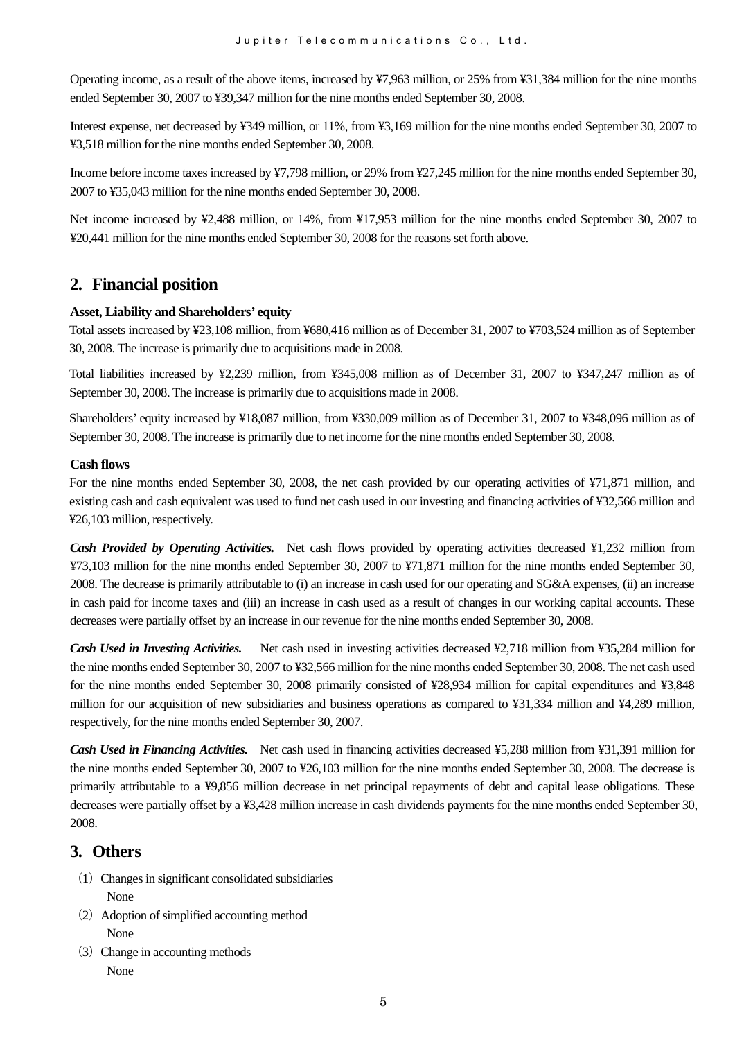Operating income, as a result of the above items, increased by ¥7,963 million, or 25% from ¥31,384 million for the nine months ended September 30, 2007 to ¥39,347 million for the nine months ended September 30, 2008.

Interest expense, net decreased by ¥349 million, or 11%, from ¥3,169 million for the nine months ended September 30, 2007 to ¥3,518 million for the nine months ended September 30, 2008.

Income before income taxes increased by ¥7,798 million, or 29% from ¥27,245 million for the nine months ended September 30, 2007 to ¥35,043 million for the nine months ended September 30, 2008.

Net income increased by ¥2,488 million, or 14%, from ¥17,953 million for the nine months ended September 30, 2007 to ¥20,441 million for the nine months ended September 30, 2008 for the reasons set forth above.

## 2. Financial position

**Asset, Liability and Shareholders' equity**

Total assets increased by ¥23,108 million, from ¥680,416 million as of December 31, 2007 to ¥703,524 million as of September 30, 2008. The increase is primarily due to acquisitions made in 2008.

Total liabilities increased by ¥2,239 million, from ¥345,008 million as of December 31, 2007 to ¥347,247 million as of September 30, 2008. The increase is primarily due to acquisitions made in 2008.

Shareholders' equity increased by ¥18,087 million, from ¥330,009 million as of December 31, 2007 to ¥348,096 million as of September 30, 2008. The increase is primarily due to net income for the nine months ended September 30, 2008.

**Cash flows**

For the nine months ended September 30, 2008, the net cash provided by our operating activities of ¥71,871 million, and existing cash and cash equivalent was used to fund net cash used in our investing and financing activities of ¥32,566 million and ¥26,103 million, respectively.

***Cash Provided by Operating Activities.*** Net cash flows provided by operating activities decreased ¥1,232 million from ¥73,103 million for the nine months ended September 30, 2007 to ¥71,871 million for the nine months ended September 30, 2008. The decrease is primarily attributable to (i) an increase in cash used for our operating and SG&A expenses, (ii) an increase in cash paid for income taxes and (iii) an increase in cash used as a result of changes in our working capital accounts. These decreases were partially offset by an increase in our revenue for the nine months ended September 30, 2008.

***Cash Used in Investing Activities.*** Net cash used in investing activities decreased ¥2,718 million from ¥35,284 million for the nine months ended September 30, 2007 to ¥32,566 million for the nine months ended September 30, 2008. The net cash used for the nine months ended September 30, 2008 primarily consisted of ¥28,934 million for capital expenditures and ¥3,848 million for our acquisition of new subsidiaries and business operations as compared to ¥31,334 million and ¥4,289 million, respectively, for the nine months ended September 30, 2007.

***Cash Used in Financing Activities.*** Net cash used in financing activities decreased ¥5,288 million from ¥31,391 million for the nine months ended September 30, 2007 to ¥26,103 million for the nine months ended September 30, 2008. The decrease is primarily attributable to a ¥9,856 million decrease in net principal repayments of debt and capital lease obligations. These decreases were partially offset by a ¥3,428 million increase in cash dividends payments for the nine months ended September 30, 2008.

## 3. Others

(1) Changes in significant consolidated subsidiaries
None

(2) Adoption of simplified accounting method
None

(3) Change in accounting methods
None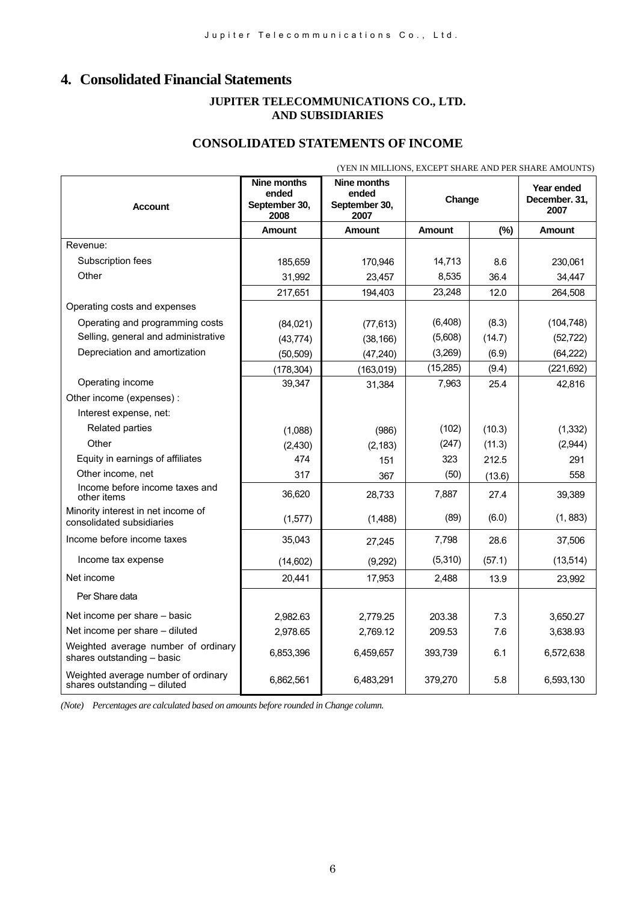# 4. Consolidated Financial Statements

**JUPITER TELECOMMUNICATIONS CO., LTD.**
**AND SUBSIDIARIES**

## CONSOLIDATED STATEMENTS OF INCOME

(YEN IN MILLIONS, EXCEPT SHARE AND PER SHARE AMOUNTS)

| Account | Nine months ended September 30, 2008 | Nine months ended September 30, 2007 | Change | | Year ended December. 31, 2007 |
|---|---|---|---|---|---|
| | Amount | Amount | Amount | (%) | Amount |
| Revenue: | | | | | |
| Subscription fees | 185,659 | 170,946 | 14,713 | 8.6 | 230,061 |
| Other | 31,992 | 23,457 | 8,535 | 36.4 | 34,447 |
| | 217,651 | 194,403 | 23,248 | 12.0 | 264,508 |
| Operating costs and expenses | | | | | |
| Operating and programming costs | (84,021) | (77,613) | (6,408) | (8.3) | (104,748) |
| Selling, general and administrative | (43,774) | (38,166) | (5,608) | (14.7) | (52,722) |
| Depreciation and amortization | (50,509) | (47,240) | (3,269) | (6.9) | (64,222) |
| | (178,304) | (163,019) | (15,285) | (9.4) | (221,692) |
| Operating income | 39,347 | 31,384 | 7,963 | 25.4 | 42,816 |
| Other income (expenses) : | | | | | |
| Interest expense, net: | | | | | |
| Related parties | (1,088) | (986) | (102) | (10.3) | (1,332) |
| Other | (2,430) | (2,183) | (247) | (11.3) | (2,944) |
| Equity in earnings of affiliates | 474 | 151 | 323 | 212.5 | 291 |
| Other income, net | 317 | 367 | (50) | (13.6) | 558 |
| Income before income taxes and other items | 36,620 | 28,733 | 7,887 | 27.4 | 39,389 |
| Minority interest in net income of consolidated subsidiaries | (1,577) | (1,488) | (89) | (6.0) | (1, 883) |
| Income before income taxes | 35,043 | 27,245 | 7,798 | 28.6 | 37,506 |
| Income tax expense | (14,602) | (9,292) | (5,310) | (57.1) | (13,514) |
| Net income | 20,441 | 17,953 | 2,488 | 13.9 | 23,992 |
| Per Share data | | | | | |
| Net income per share – basic | 2,982.63 | 2,779.25 | 203.38 | 7.3 | 3,650.27 |
| Net income per share – diluted | 2,978.65 | 2,769.12 | 209.53 | 7.6 | 3,638.93 |
| Weighted average number of ordinary shares outstanding – basic | 6,853,396 | 6,459,657 | 393,739 | 6.1 | 6,572,638 |
| Weighted average number of ordinary shares outstanding – diluted | 6,862,561 | 6,483,291 | 379,270 | 5.8 | 6,593,130 |

*(Note) Percentages are calculated based on amounts before rounded in Change column.*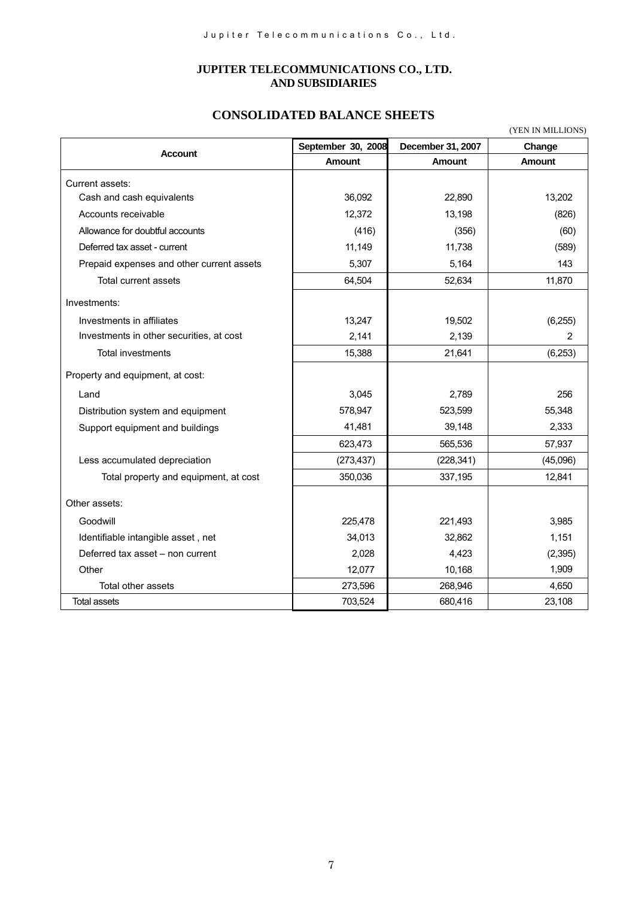# JUPITER TELECOMMUNICATIONS CO., LTD.
# AND SUBSIDIARIES

## CONSOLIDATED BALANCE SHEETS

(YEN IN MILLIONS)

| Account | September 30, 2008 | December 31, 2007 | Change |
|---|---|---|---|
| | Amount | Amount | Amount |
| Current assets: | | | |
| Cash and cash equivalents | 36,092 | 22,890 | 13,202 |
| Accounts receivable | 12,372 | 13,198 | (826) |
| Allowance for doubtful accounts | (416) | (356) | (60) |
| Deferred tax asset - current | 11,149 | 11,738 | (589) |
| Prepaid expenses and other current assets | 5,307 | 5,164 | 143 |
| Total current assets | 64,504 | 52,634 | 11,870 |
| Investments: | | | |
| Investments in affiliates | 13,247 | 19,502 | (6,255) |
| Investments in other securities, at cost | 2,141 | 2,139 | 2 |
| Total investments | 15,388 | 21,641 | (6,253) |
| Property and equipment, at cost: | | | |
| Land | 3,045 | 2,789 | 256 |
| Distribution system and equipment | 578,947 | 523,599 | 55,348 |
| Support equipment and buildings | 41,481 | 39,148 | 2,333 |
| | 623,473 | 565,536 | 57,937 |
| Less accumulated depreciation | (273,437) | (228,341) | (45,096) |
| Total property and equipment, at cost | 350,036 | 337,195 | 12,841 |
| Other assets: | | | |
| Goodwill | 225,478 | 221,493 | 3,985 |
| Identifiable intangible asset , net | 34,013 | 32,862 | 1,151 |
| Deferred tax asset – non current | 2,028 | 4,423 | (2,395) |
| Other | 12,077 | 10,168 | 1,909 |
| Total other assets | 273,596 | 268,946 | 4,650 |
| Total assets | 703,524 | 680,416 | 23,108 |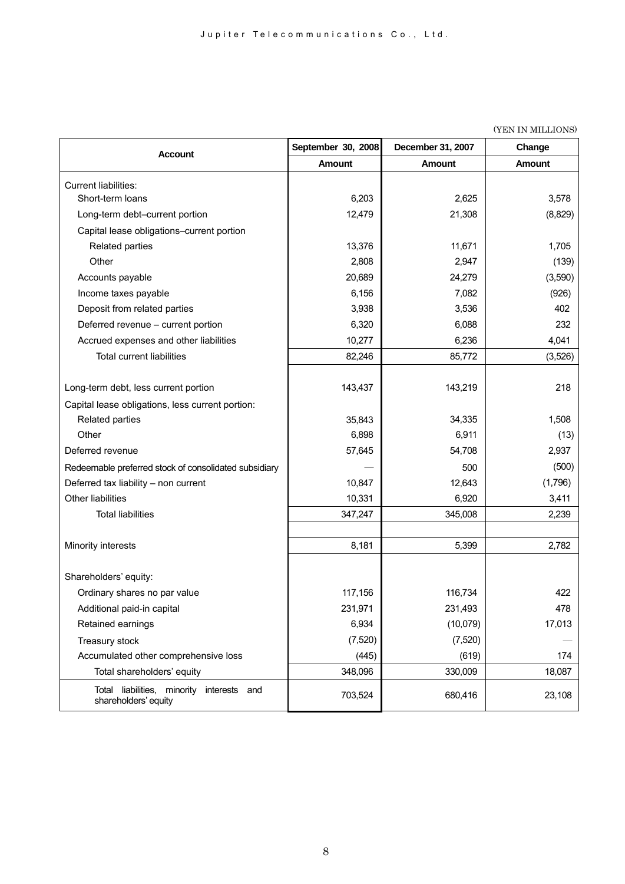(YEN IN MILLIONS)

| Account | September 30, 2008 | December 31, 2007 | Change |
|---|---|---|---|
| | Amount | Amount | Amount |
| Current liabilities: | | | |
| Short-term loans | 6,203 | 2,625 | 3,578 |
| Long-term debt–current portion | 12,479 | 21,308 | (8,829) |
| Capital lease obligations–current portion | | | |
| Related parties | 13,376 | 11,671 | 1,705 |
| Other | 2,808 | 2,947 | (139) |
| Accounts payable | 20,689 | 24,279 | (3,590) |
| Income taxes payable | 6,156 | 7,082 | (926) |
| Deposit from related parties | 3,938 | 3,536 | 402 |
| Deferred revenue – current portion | 6,320 | 6,088 | 232 |
| Accrued expenses and other liabilities | 10,277 | 6,236 | 4,041 |
| Total current liabilities | 82,246 | 85,772 | (3,526) |
| Long-term debt, less current portion | 143,437 | 143,219 | 218 |
| Capital lease obligations, less current portion: | | | |
| Related parties | 35,843 | 34,335 | 1,508 |
| Other | 6,898 | 6,911 | (13) |
| Deferred revenue | 57,645 | 54,708 | 2,937 |
| Redeemable preferred stock of consolidated subsidiary | — | 500 | (500) |
| Deferred tax liability – non current | 10,847 | 12,643 | (1,796) |
| Other liabilities | 10,331 | 6,920 | 3,411 |
| Total liabilities | 347,247 | 345,008 | 2,239 |
| Minority interests | 8,181 | 5,399 | 2,782 |
| Shareholders' equity: | | | |
| Ordinary shares no par value | 117,156 | 116,734 | 422 |
| Additional paid-in capital | 231,971 | 231,493 | 478 |
| Retained earnings | 6,934 | (10,079) | 17,013 |
| Treasury stock | (7,520) | (7,520) | — |
| Accumulated other comprehensive loss | (445) | (619) | 174 |
| Total shareholders' equity | 348,096 | 330,009 | 18,087 |
| Total liabilities, minority interests and shareholders' equity | 703,524 | 680,416 | 23,108 |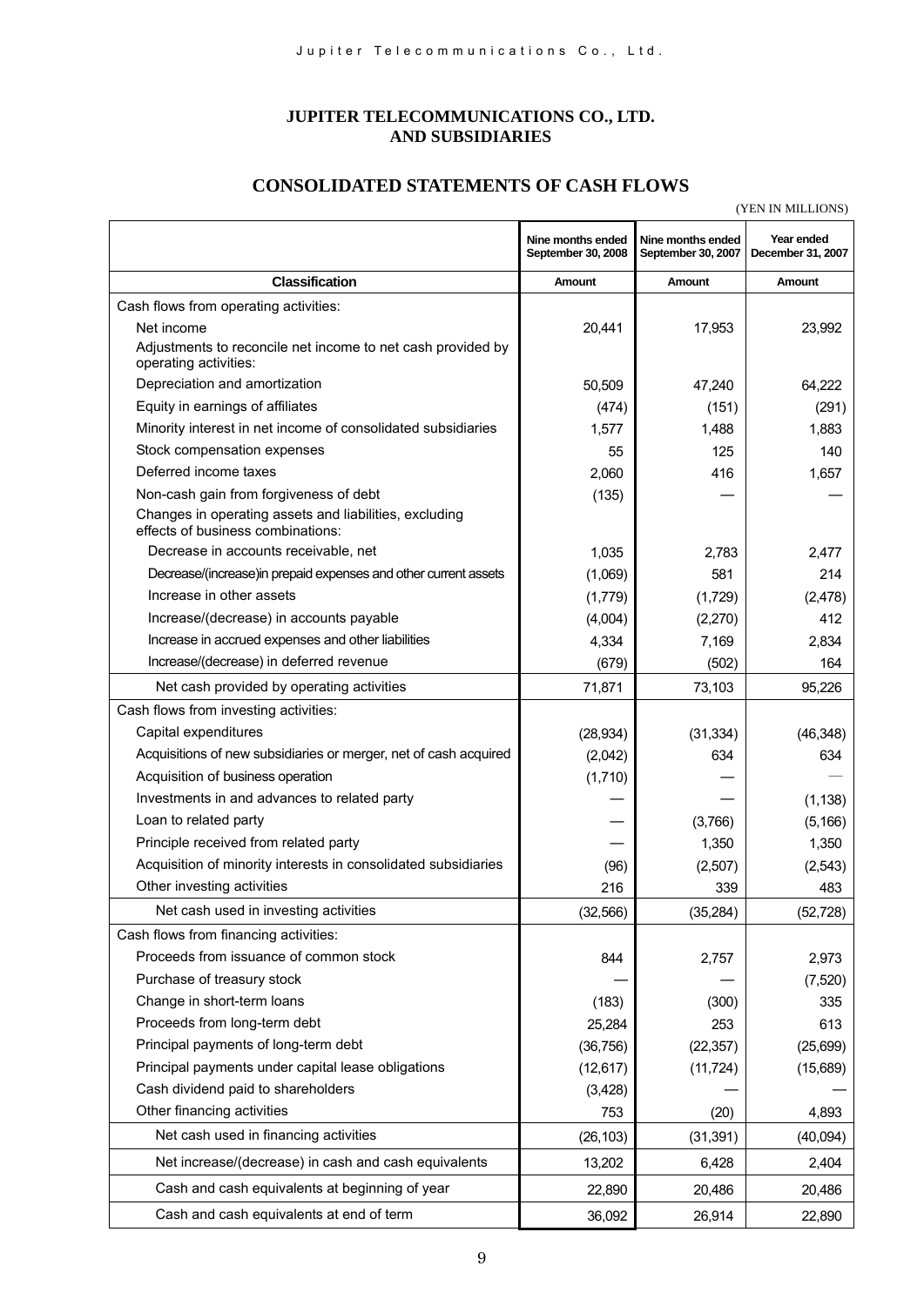# JUPITER TELECOMMUNICATIONS CO., LTD. AND SUBSIDIARIES

## CONSOLIDATED STATEMENTS OF CASH FLOWS

(YEN IN MILLIONS)

| Classification | Nine months ended September 30, 2008 Amount | Nine months ended September 30, 2007 Amount | Year ended December 31, 2007 Amount |
|---|---|---|---|
| Cash flows from operating activities: | | | |
| Net income | 20,441 | 17,953 | 23,992 |
| Adjustments to reconcile net income to net cash provided by operating activities: | | | |
| Depreciation and amortization | 50,509 | 47,240 | 64,222 |
| Equity in earnings of affiliates | (474) | (151) | (291) |
| Minority interest in net income of consolidated subsidiaries | 1,577 | 1,488 | 1,883 |
| Stock compensation expenses | 55 | 125 | 140 |
| Deferred income taxes | 2,060 | 416 | 1,657 |
| Non-cash gain from forgiveness of debt | (135) | — | — |
| Changes in operating assets and liabilities, excluding effects of business combinations: | | | |
| Decrease in accounts receivable, net | 1,035 | 2,783 | 2,477 |
| Decrease/(increase)in prepaid expenses and other current assets | (1,069) | 581 | 214 |
| Increase in other assets | (1,779) | (1,729) | (2,478) |
| Increase/(decrease) in accounts payable | (4,004) | (2,270) | 412 |
| Increase in accrued expenses and other liabilities | 4,334 | 7,169 | 2,834 |
| Increase/(decrease) in deferred revenue | (679) | (502) | 164 |
| Net cash provided by operating activities | 71,871 | 73,103 | 95,226 |
| Cash flows from investing activities: | | | |
| Capital expenditures | (28,934) | (31,334) | (46,348) |
| Acquisitions of new subsidiaries or merger, net of cash acquired | (2,042) | 634 | 634 |
| Acquisition of business operation | (1,710) | — | — |
| Investments in and advances to related party | — | — | (1,138) |
| Loan to related party | — | (3,766) | (5,166) |
| Principle received from related party | — | 1,350 | 1,350 |
| Acquisition of minority interests in consolidated subsidiaries | (96) | (2,507) | (2,543) |
| Other investing activities | 216 | 339 | 483 |
| Net cash used in investing activities | (32,566) | (35,284) | (52,728) |
| Cash flows from financing activities: | | | |
| Proceeds from issuance of common stock | 844 | 2,757 | 2,973 |
| Purchase of treasury stock | — | — | (7,520) |
| Change in short-term loans | (183) | (300) | 335 |
| Proceeds from long-term debt | 25,284 | 253 | 613 |
| Principal payments of long-term debt | (36,756) | (22,357) | (25,699) |
| Principal payments under capital lease obligations | (12,617) | (11,724) | (15,689) |
| Cash dividend paid to shareholders | (3,428) | — | — |
| Other financing activities | 753 | (20) | 4,893 |
| Net cash used in financing activities | (26,103) | (31,391) | (40,094) |
| Net increase/(decrease) in cash and cash equivalents | 13,202 | 6,428 | 2,404 |
| Cash and cash equivalents at beginning of year | 22,890 | 20,486 | 20,486 |
| Cash and cash equivalents at end of term | 36,092 | 26,914 | 22,890 |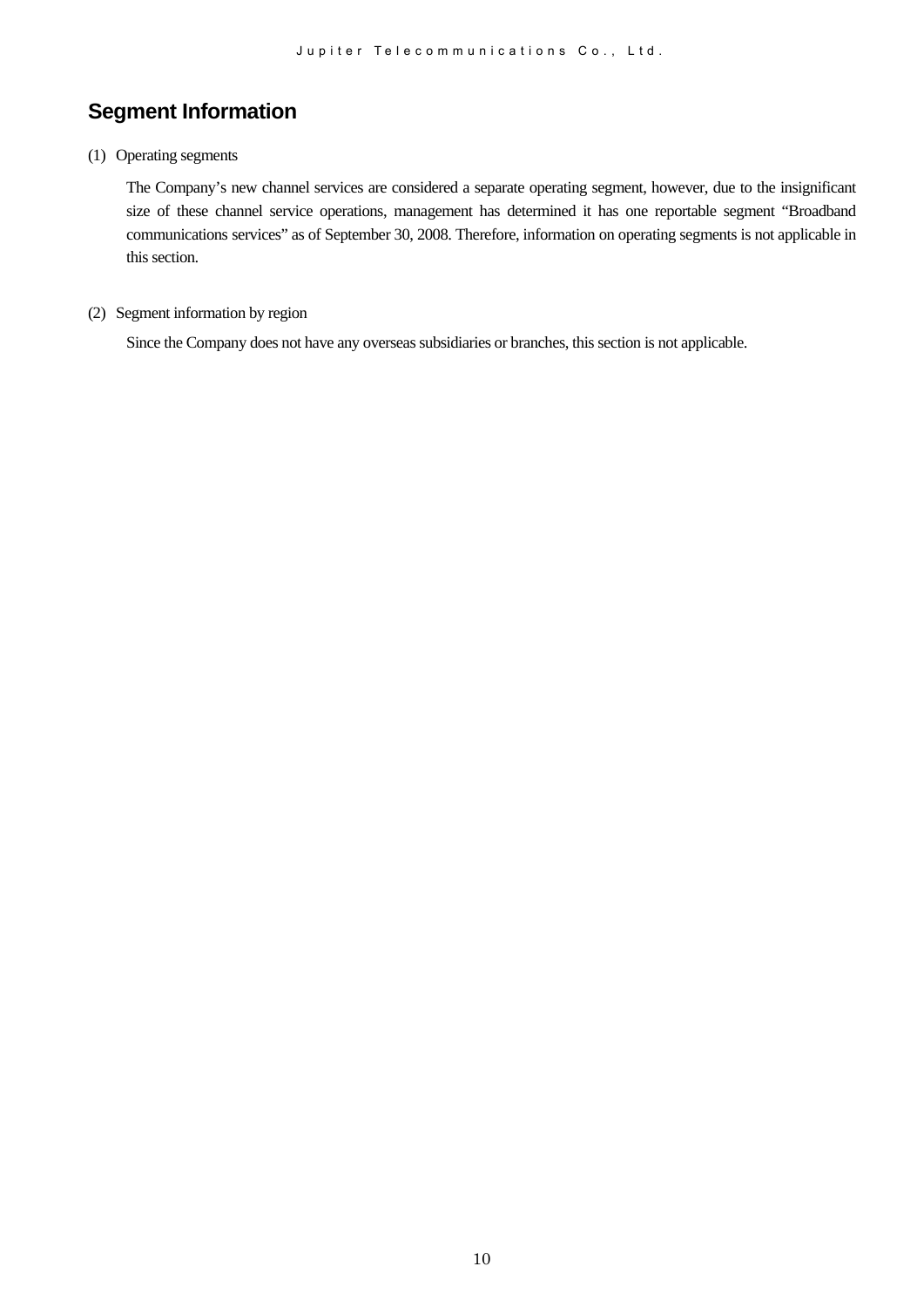## Segment Information

(1) Operating segments

The Company's new channel services are considered a separate operating segment, however, due to the insignificant size of these channel service operations, management has determined it has one reportable segment "Broadband communications services" as of September 30, 2008. Therefore, information on operating segments is not applicable in this section.

(2) Segment information by region

Since the Company does not have any overseas subsidiaries or branches, this section is not applicable.